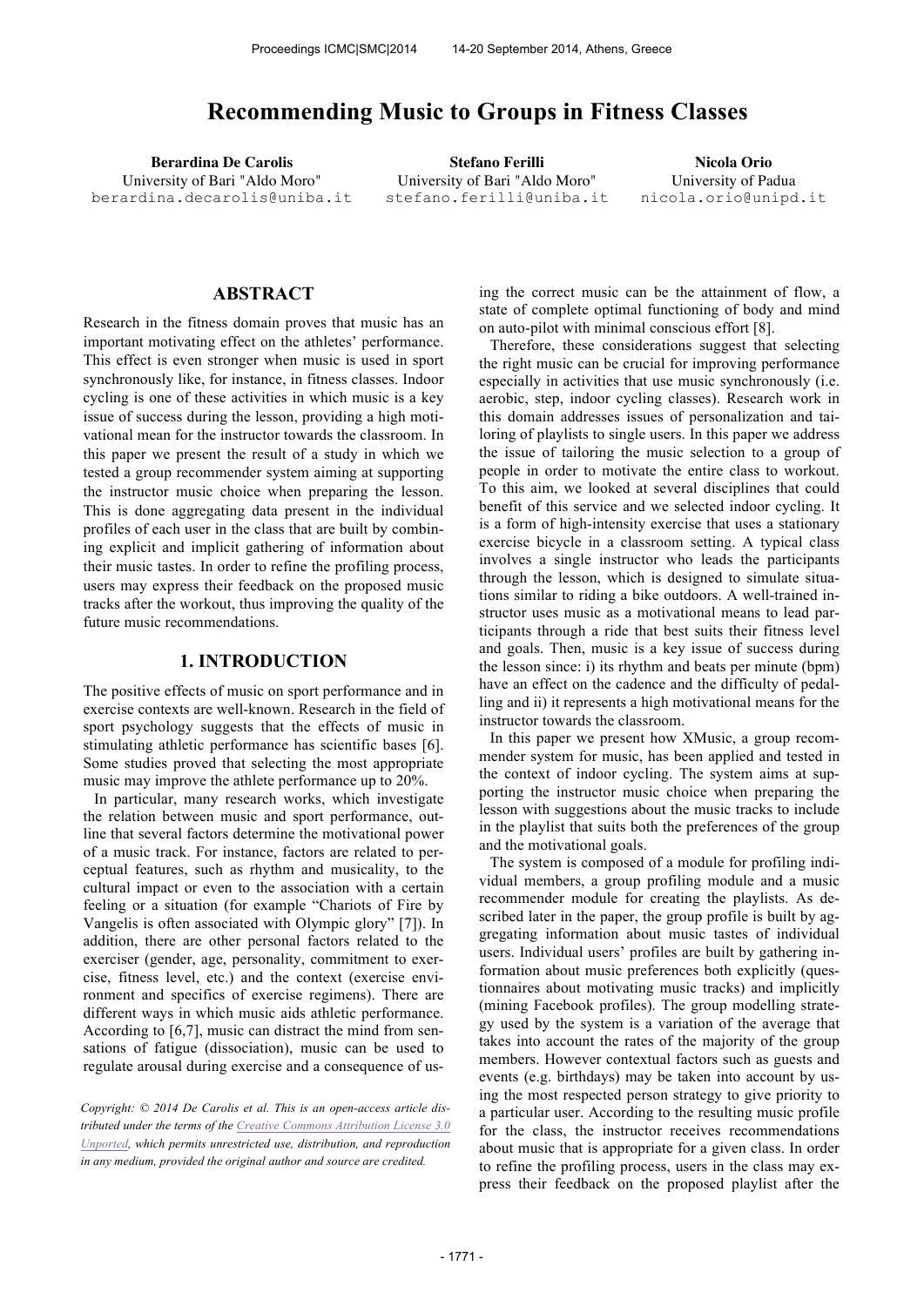# Recommending Music to Groups in Fitness Classes

**Berardina De Carolis**
University of Bari "Aldo Moro"
berardina.decarolis@uniba.it

**Stefano Ferilli**
University of Bari "Aldo Moro"
stefano.ferilli@uniba.it

**Nicola Orio**
University of Padua
nicola.orio@unipd.it

## ABSTRACT

Research in the fitness domain proves that music has an important motivating effect on the athletes' performance. This effect is even stronger when music is used in sport synchronously like, for instance, in fitness classes. Indoor cycling is one of these activities in which music is a key issue of success during the lesson, providing a high motivational mean for the instructor towards the classroom. In this paper we present the result of a study in which we tested a group recommender system aiming at supporting the instructor music choice when preparing the lesson. This is done aggregating data present in the individual profiles of each user in the class that are built by combining explicit and implicit gathering of information about their music tastes. In order to refine the profiling process, users may express their feedback on the proposed music tracks after the workout, thus improving the quality of the future music recommendations.

## 1. INTRODUCTION

The positive effects of music on sport performance and in exercise contexts are well-known. Research in the field of sport psychology suggests that the effects of music in stimulating athletic performance has scientific bases [6]. Some studies proved that selecting the most appropriate music may improve the athlete performance up to 20%.

In particular, many research works, which investigate the relation between music and sport performance, outline that several factors determine the motivational power of a music track. For instance, factors are related to perceptual features, such as rhythm and musicality, to the cultural impact or even to the association with a certain feeling or a situation (for example "Chariots of Fire by Vangelis is often associated with Olympic glory" [7]). In addition, there are other personal factors related to the exerciser (gender, age, personality, commitment to exercise, fitness level, etc.) and the context (exercise environment and specifics of exercise regimens). There are different ways in which music aids athletic performance. According to [6,7], music can distract the mind from sensations of fatigue (dissociation), music can be used to regulate arousal during exercise and a consequence of using the correct music can be the attainment of flow, a state of complete optimal functioning of body and mind on auto-pilot with minimal conscious effort [8].

Therefore, these considerations suggest that selecting the right music can be crucial for improving performance especially in activities that use music synchronously (i.e. aerobic, step, indoor cycling classes). Research work in this domain addresses issues of personalization and tailoring of playlists to single users. In this paper we address the issue of tailoring the music selection to a group of people in order to motivate the entire class to workout. To this aim, we looked at several disciplines that could benefit of this service and we selected indoor cycling. It is a form of high-intensity exercise that uses a stationary exercise bicycle in a classroom setting. A typical class involves a single instructor who leads the participants through the lesson, which is designed to simulate situations similar to riding a bike outdoors. A well-trained instructor uses music as a motivational means to lead participants through a ride that best suits their fitness level and goals. Then, music is a key issue of success during the lesson since: i) its rhythm and beats per minute (bpm) have an effect on the cadence and the difficulty of pedalling and ii) it represents a high motivational means for the instructor towards the classroom.

In this paper we present how XMusic, a group recommender system for music, has been applied and tested in the context of indoor cycling. The system aims at supporting the instructor music choice when preparing the lesson with suggestions about the music tracks to include in the playlist that suits both the preferences of the group and the motivational goals.

The system is composed of a module for profiling individual members, a group profiling module and a music recommender module for creating the playlists. As described later in the paper, the group profile is built by aggregating information about music tastes of individual users. Individual users' profiles are built by gathering information about music preferences both explicitly (questionnaires about motivating music tracks) and implicitly (mining Facebook profiles). The group modelling strategy used by the system is a variation of the average that takes into account the rates of the majority of the group members. However contextual factors such as guests and events (e.g. birthdays) may be taken into account by using the most respected person strategy to give priority to a particular user. According to the resulting music profile for the class, the instructor receives recommendations about music that is appropriate for a given class. In order to refine the profiling process, users in the class may express their feedback on the proposed playlist after the

*Copyright: © 2014 De Carolis et al. This is an open-access article distributed under the terms of the Creative Commons Attribution License 3.0 Unported, which permits unrestricted use, distribution, and reproduction in any medium, provided the original author and source are credited.*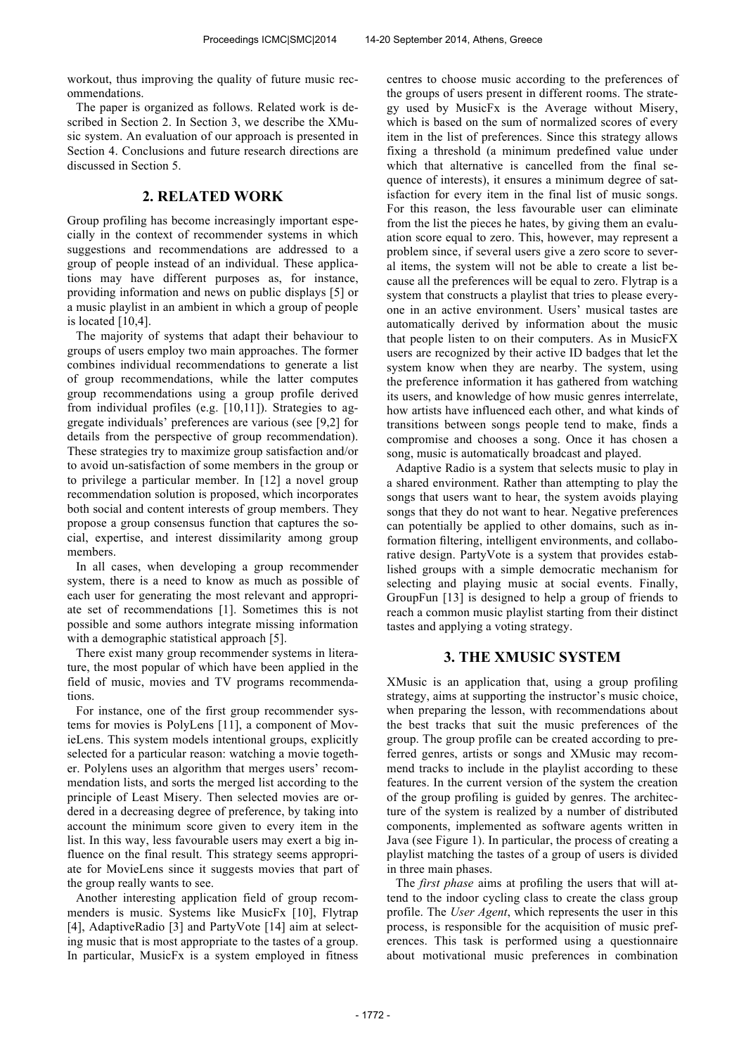workout, thus improving the quality of future music recommendations.

The paper is organized as follows. Related work is described in Section 2. In Section 3, we describe the XMusic system. An evaluation of our approach is presented in Section 4. Conclusions and future research directions are discussed in Section 5.

## 2. RELATED WORK

Group profiling has become increasingly important especially in the context of recommender systems in which suggestions and recommendations are addressed to a group of people instead of an individual. These applications may have different purposes as, for instance, providing information and news on public displays [5] or a music playlist in an ambient in which a group of people is located [10,4].

The majority of systems that adapt their behaviour to groups of users employ two main approaches. The former combines individual recommendations to generate a list of group recommendations, while the latter computes group recommendations using a group profile derived from individual profiles (e.g. [10,11]). Strategies to aggregate individuals' preferences are various (see [9,2] for details from the perspective of group recommendation). These strategies try to maximize group satisfaction and/or to avoid un-satisfaction of some members in the group or to privilege a particular member. In [12] a novel group recommendation solution is proposed, which incorporates both social and content interests of group members. They propose a group consensus function that captures the social, expertise, and interest dissimilarity among group members.

In all cases, when developing a group recommender system, there is a need to know as much as possible of each user for generating the most relevant and appropriate set of recommendations [1]. Sometimes this is not possible and some authors integrate missing information with a demographic statistical approach [5].

There exist many group recommender systems in literature, the most popular of which have been applied in the field of music, movies and TV programs recommendations.

For instance, one of the first group recommender systems for movies is PolyLens [11], a component of MovieLens. This system models intentional groups, explicitly selected for a particular reason: watching a movie together. Polylens uses an algorithm that merges users' recommendation lists, and sorts the merged list according to the principle of Least Misery. Then selected movies are ordered in a decreasing degree of preference, by taking into account the minimum score given to every item in the list. In this way, less favourable users may exert a big influence on the final result. This strategy seems appropriate for MovieLens since it suggests movies that part of the group really wants to see.

Another interesting application field of group recommenders is music. Systems like MusicFx [10], Flytrap [4], AdaptiveRadio [3] and PartyVote [14] aim at selecting music that is most appropriate to the tastes of a group. In particular, MusicFx is a system employed in fitness centres to choose music according to the preferences of the groups of users present in different rooms. The strategy used by MusicFx is the Average without Misery, which is based on the sum of normalized scores of every item in the list of preferences. Since this strategy allows fixing a threshold (a minimum predefined value under which that alternative is cancelled from the final sequence of interests), it ensures a minimum degree of satisfaction for every item in the final list of music songs. For this reason, the less favourable user can eliminate from the list the pieces he hates, by giving them an evaluation score equal to zero. This, however, may represent a problem since, if several users give a zero score to several items, the system will not be able to create a list because all the preferences will be equal to zero. Flytrap is a system that constructs a playlist that tries to please everyone in an active environment. Users' musical tastes are automatically derived by information about the music that people listen to on their computers. As in MusicFX users are recognized by their active ID badges that let the system know when they are nearby. The system, using the preference information it has gathered from watching its users, and knowledge of how music genres interrelate, how artists have influenced each other, and what kinds of transitions between songs people tend to make, finds a compromise and chooses a song. Once it has chosen a song, music is automatically broadcast and played.

Adaptive Radio is a system that selects music to play in a shared environment. Rather than attempting to play the songs that users want to hear, the system avoids playing songs that they do not want to hear. Negative preferences can potentially be applied to other domains, such as information filtering, intelligent environments, and collaborative design. PartyVote is a system that provides established groups with a simple democratic mechanism for selecting and playing music at social events. Finally, GroupFun [13] is designed to help a group of friends to reach a common music playlist starting from their distinct tastes and applying a voting strategy.

## 3. THE XMUSIC SYSTEM

XMusic is an application that, using a group profiling strategy, aims at supporting the instructor's music choice, when preparing the lesson, with recommendations about the best tracks that suit the music preferences of the group. The group profile can be created according to preferred genres, artists or songs and XMusic may recommend tracks to include in the playlist according to these features. In the current version of the system the creation of the group profiling is guided by genres. The architecture of the system is realized by a number of distributed components, implemented as software agents written in Java (see Figure 1). In particular, the process of creating a playlist matching the tastes of a group of users is divided in three main phases.

The *first phase* aims at profiling the users that will attend to the indoor cycling class to create the class group profile. The *User Agent*, which represents the user in this process, is responsible for the acquisition of music preferences. This task is performed using a questionnaire about motivational music preferences in combination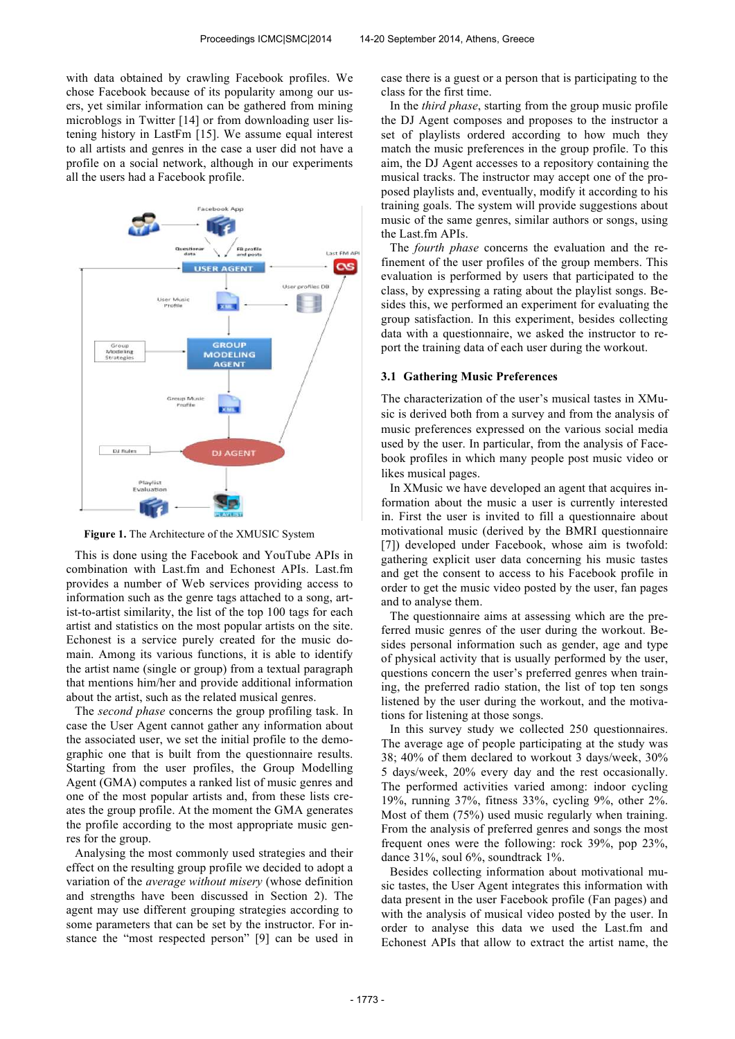with data obtained by crawling Facebook profiles. We chose Facebook because of its popularity among our users, yet similar information can be gathered from mining microblogs in Twitter [14] or from downloading user listening history in LastFm [15]. We assume equal interest to all artists and genres in the case a user did not have a profile on a social network, although in our experiments all the users had a Facebook profile.

**Figure 1.** The Architecture of the XMUSIC System

This is done using the Facebook and YouTube APIs in combination with Last.fm and Echonest APIs. Last.fm provides a number of Web services providing access to information such as the genre tags attached to a song, artist-to-artist similarity, the list of the top 100 tags for each artist and statistics on the most popular artists on the site. Echonest is a service purely created for the music domain. Among its various functions, it is able to identify the artist name (single or group) from a textual paragraph that mentions him/her and provide additional information about the artist, such as the related musical genres.

The *second phase* concerns the group profiling task. In case the User Agent cannot gather any information about the associated user, we set the initial profile to the demographic one that is built from the questionnaire results. Starting from the user profiles, the Group Modelling Agent (GMA) computes a ranked list of music genres and one of the most popular artists and, from these lists creates the group profile. At the moment the GMA generates the profile according to the most appropriate music genres for the group.

Analysing the most commonly used strategies and their effect on the resulting group profile we decided to adopt a variation of the *average without misery* (whose definition and strengths have been discussed in Section 2). The agent may use different grouping strategies according to some parameters that can be set by the instructor. For instance the "most respected person" [9] can be used in case there is a guest or a person that is participating to the class for the first time.

In the *third phase*, starting from the group music profile the DJ Agent composes and proposes to the instructor a set of playlists ordered according to how much they match the music preferences in the group profile. To this aim, the DJ Agent accesses to a repository containing the musical tracks. The instructor may accept one of the proposed playlists and, eventually, modify it according to his training goals. The system will provide suggestions about music of the same genres, similar authors or songs, using the Last.fm APIs.

The *fourth phase* concerns the evaluation and the refinement of the user profiles of the group members. This evaluation is performed by users that participated to the class, by expressing a rating about the playlist songs. Besides this, we performed an experiment for evaluating the group satisfaction. In this experiment, besides collecting data with a questionnaire, we asked the instructor to report the training data of each user during the workout.

### 3.1 Gathering Music Preferences

The characterization of the user's musical tastes in XMusic is derived both from a survey and from the analysis of music preferences expressed on the various social media used by the user. In particular, from the analysis of Facebook profiles in which many people post music video or likes musical pages.

In XMusic we have developed an agent that acquires information about the music a user is currently interested in. First the user is invited to fill a questionnaire about motivational music (derived by the BMRI questionnaire [7]) developed under Facebook, whose aim is twofold: gathering explicit user data concerning his music tastes and get the consent to access to his Facebook profile in order to get the music video posted by the user, fan pages and to analyse them.

The questionnaire aims at assessing which are the preferred music genres of the user during the workout. Besides personal information such as gender, age and type of physical activity that is usually performed by the user, questions concern the user's preferred genres when training, the preferred radio station, the list of top ten songs listened by the user during the workout, and the motivations for listening at those songs.

In this survey study we collected 250 questionnaires. The average age of people participating at the study was 38; 40% of them declared to workout 3 days/week, 30% 5 days/week, 20% every day and the rest occasionally. The performed activities varied among: indoor cycling 19%, running 37%, fitness 33%, cycling 9%, other 2%. Most of them (75%) used music regularly when training. From the analysis of preferred genres and songs the most frequent ones were the following: rock 39%, pop 23%, dance 31%, soul 6%, soundtrack 1%.

Besides collecting information about motivational music tastes, the User Agent integrates this information with data present in the user Facebook profile (Fan pages) and with the analysis of musical video posted by the user. In order to analyse this data we used the Last.fm and Echonest APIs that allow to extract the artist name, the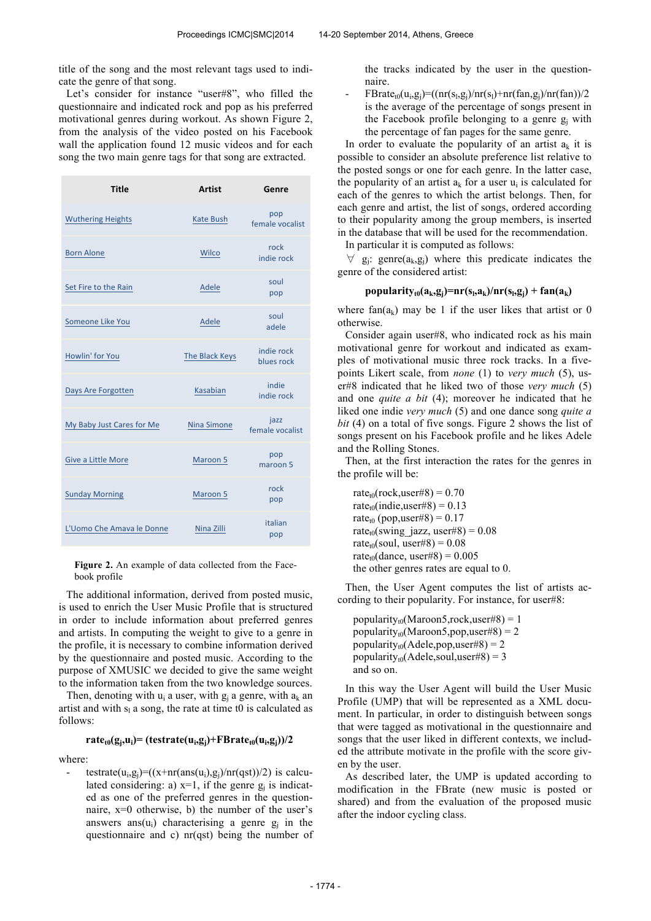title of the song and the most relevant tags used to indicate the genre of that song.

Let's consider for instance "user#8", who filled the questionnaire and indicated rock and pop as his preferred motivational genres during workout. As shown Figure 2, from the analysis of the video posted on his Facebook wall the application found 12 music videos and for each song the two main genre tags for that song are extracted.

| Title | Artist | Genre |
|---|---|---|
| Wuthering Heights | Kate Bush | pop<br>female vocalist |
| Born Alone | Wilco | rock<br>indie rock |
| Set Fire to the Rain | Adele | soul<br>pop |
| Someone Like You | Adele | soul<br>adele |
| Howlin' for You | The Black Keys | indie rock<br>blues rock |
| Days Are Forgotten | Kasabian | indie<br>indie rock |
| My Baby Just Cares for Me | Nina Simone | jazz<br>female vocalist |
| Give a Little More | Maroon 5 | pop<br>maroon 5 |
| Sunday Morning | Maroon 5 | rock<br>pop |
| L'Uomo Che Amava le Donne | Nina Zilli | italian<br>pop |

**Figure 2.** An example of data collected from the Facebook profile

The additional information, derived from posted music, is used to enrich the User Music Profile that is structured in order to include information about preferred genres and artists. In computing the weight to give to a genre in the profile, it is necessary to combine information derived by the questionnaire and posted music. According to the purpose of XMUSIC we decided to give the same weight to the information taken from the two knowledge sources.

Then, denoting with $u_i$ a user, with $g_j$ a genre, with $a_k$ an artist and with $s_l$ a song, the rate at time t0 is calculated as follows:

$$\mathbf{rate_{t0}(g_j,u_i)= (testrate(u_i,g_j)+FBrate_{t0}(u_i,g_j))/2}$$

where:

- $testrate(u_i,g_j)=((x+nr(ans(u_i),g_j)/nr(qst))/2)$ is calculated considering: a) x=1, if the genre $g_j$ is indicated as one of the preferred genres in the questionnaire, x=0 otherwise, b) the number of the user's answers $ans(u_i)$ characterising a genre $g_j$ in the questionnaire and c) nr(qst) being the number of the tracks indicated by the user in the questionnaire.
- $FBrate_{t0}(u_i,g_j)=((nr(s_l,g_j)/nr(s_l)+nr(fan,g_j)/nr(fan))/2$ is the average of the percentage of songs present in the Facebook profile belonging to a genre $g_j$ with the percentage of fan pages for the same genre.

In order to evaluate the popularity of an artist $a_k$ it is possible to consider an absolute preference list relative to the posted songs or one for each genre. In the latter case, the popularity of an artist $a_k$ for a user $u_i$ is calculated for each of the genres to which the artist belongs. Then, for each genre and artist, the list of songs, ordered according to their popularity among the group members, is inserted in the database that will be used for the recommendation.

In particular it is computed as follows:

$\forall$ $g_j$: genre($a_k$,$g_j$) where this predicate indicates the genre of the considered artist:

$$\mathbf{popularity_{t0}(a_k,g_j)=nr(s_l,a_k)/nr(s_l,g_j) + fan(a_k)}$$

where fan($a_k$) may be 1 if the user likes that artist or 0 otherwise.

Consider again user#8, who indicated rock as his main motivational genre for workout and indicated as examples of motivational music three rock tracks. In a five-points Likert scale, from *none* (1) to *very much* (5), user#8 indicated that he liked two of those *very much* (5) and one *quite a bit* (4); moreover he indicated that he liked one indie *very much* (5) and one dance song *quite a bit* (4) on a total of five songs. Figure 2 shows the list of songs present on his Facebook profile and he likes Adele and the Rolling Stones.

Then, at the first interaction the rates for the genres in the profile will be:

$rate_{t0}$(rock,user#8) = 0.70
$rate_{t0}$(indie,user#8) = 0.13
$rate_{t0}$ (pop,user#8) = 0.17
$rate_{t0}$(swing_jazz, user#8) = 0.08
$rate_{t0}$(soul, user#8) = 0.08
$rate_{t0}$(dance, user#8) = 0.005
the other genres rates are equal to 0.

Then, the User Agent computes the list of artists according to their popularity. For instance, for user#8:

$popularity_{t0}$(Maroon5,rock,user#8) = 1
$popularity_{t0}$(Maroon5,pop,user#8) = 2
$popularity_{t0}$(Adele,pop,user#8) = 2
$popularity_{t0}$(Adele,soul,user#8) = 3
and so on.

In this way the User Agent will build the User Music Profile (UMP) that will be represented as a XML document. In particular, in order to distinguish between songs that were tagged as motivational in the questionnaire and songs that the user liked in different contexts, we included the attribute motivate in the profile with the score given by the user.

As described later, the UMP is updated according to modification in the FBrate (new music is posted or shared) and from the evaluation of the proposed music after the indoor cycling class.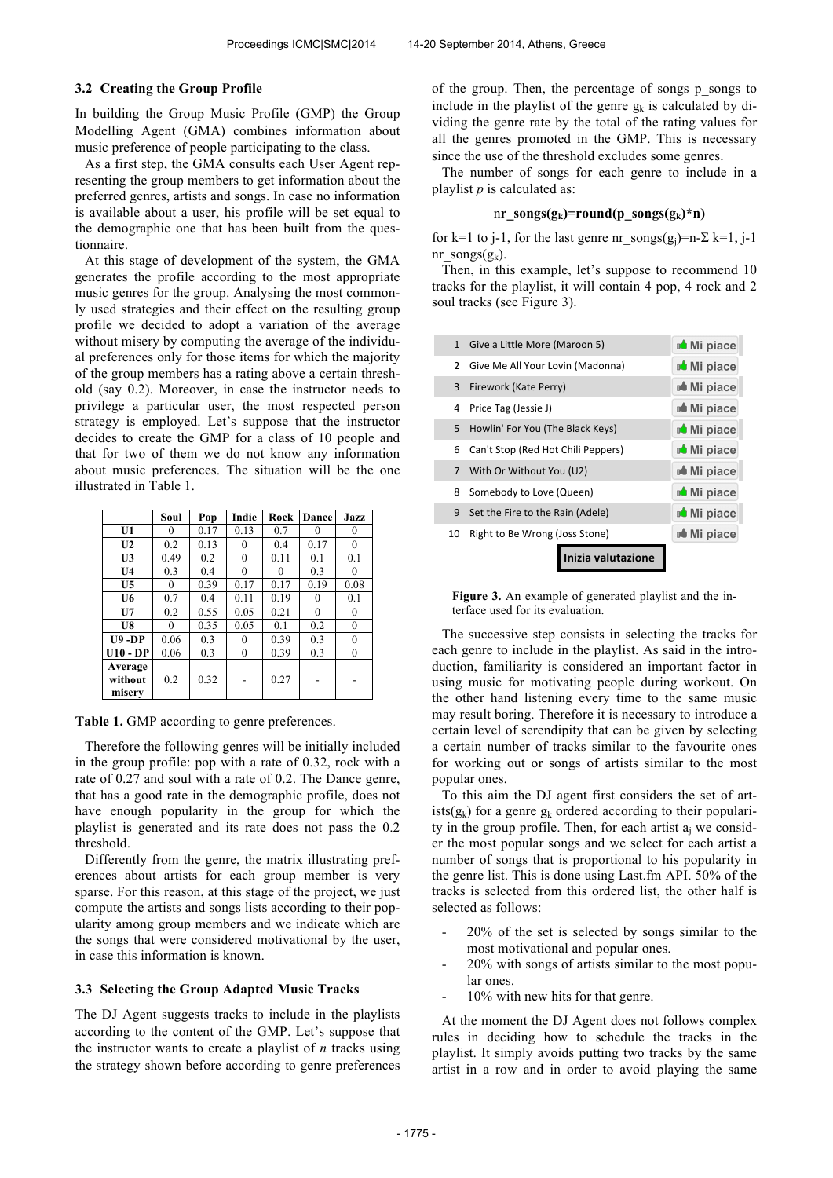### 3.2 Creating the Group Profile

In building the Group Music Profile (GMP) the Group Modelling Agent (GMA) combines information about music preference of people participating to the class.

As a first step, the GMA consults each User Agent representing the group members to get information about the preferred genres, artists and songs. In case no information is available about a user, his profile will be set equal to the demographic one that has been built from the questionnaire.

At this stage of development of the system, the GMA generates the profile according to the most appropriate music genres for the group. Analysing the most commonly used strategies and their effect on the resulting group profile we decided to adopt a variation of the average without misery by computing the average of the individual preferences only for those items for which the majority of the group members has a rating above a certain threshold (say 0.2). Moreover, in case the instructor needs to privilege a particular user, the most respected person strategy is employed. Let's suppose that the instructor decides to create the GMP for a class of 10 people and that for two of them we do not know any information about music preferences. The situation will be the one illustrated in Table 1.

| | Soul | Pop | Indie | Rock | Dance | Jazz |
|---|---|---|---|---|---|---|
| U1 | 0 | 0.17 | 0.13 | 0.7 | 0 | 0 |
| U2 | 0.2 | 0.13 | 0 | 0.4 | 0.17 | 0 |
| U3 | 0.49 | 0.2 | 0 | 0.11 | 0.1 | 0.1 |
| U4 | 0.3 | 0.4 | 0 | 0 | 0.3 | 0 |
| U5 | 0 | 0.39 | 0.17 | 0.17 | 0.19 | 0.08 |
| U6 | 0.7 | 0.4 | 0.11 | 0.19 | 0 | 0.1 |
| U7 | 0.2 | 0.55 | 0.05 | 0.21 | 0 | 0 |
| U8 | 0 | 0.35 | 0.05 | 0.1 | 0.2 | 0 |
| U9 -DP | 0.06 | 0.3 | 0 | 0.39 | 0.3 | 0 |
| U10 - DP | 0.06 | 0.3 | 0 | 0.39 | 0.3 | 0 |
| Average without misery | 0.2 | 0.32 | - | 0.27 | - | - |

**Table 1.** GMP according to genre preferences.

Therefore the following genres will be initially included in the group profile: pop with a rate of 0.32, rock with a rate of 0.27 and soul with a rate of 0.2. The Dance genre, that has a good rate in the demographic profile, does not have enough popularity in the group for which the playlist is generated and its rate does not pass the 0.2 threshold.

Differently from the genre, the matrix illustrating preferences about artists for each group member is very sparse. For this reason, at this stage of the project, we just compute the artists and songs lists according to their popularity among group members and we indicate which are the songs that were considered motivational by the user, in case this information is known.

### 3.3 Selecting the Group Adapted Music Tracks

The DJ Agent suggests tracks to include in the playlists according to the content of the GMP. Let's suppose that the instructor wants to create a playlist of *n* tracks using the strategy shown before according to genre preferences of the group. Then, the percentage of songs p_songs to include in the playlist of the genre $g_k$ is calculated by dividing the genre rate by the total of the rating values for all the genres promoted in the GMP. This is necessary since the use of the threshold excludes some genres.

The number of songs for each genre to include in a playlist *p* is calculated as:

$$\mathbf{nr\_songs(g_k)=round(p\_songs(g_k)*n)}$$

for k=1 to j-1, for the last genre $nr\_songs(g_j)=n-\Sigma_{k=1,\,j-1}\, nr\_songs(g_k)$.

Then, in this example, let's suppose to recommend 10 tracks for the playlist, it will contain 4 pop, 4 rock and 2 soul tracks (see Figure 3).

| | | |
|---|---|---|
| 1 | Give a Little More (Maroon 5) | Mi piace |
| 2 | Give Me All Your Lovin (Madonna) | Mi piace |
| 3 | Firework (Kate Perry) | Mi piace |
| 4 | Price Tag (Jessie J) | Mi piace |
| 5 | Howlin' For You (The Black Keys) | Mi piace |
| 6 | Can't Stop (Red Hot Chili Peppers) | Mi piace |
| 7 | With Or Without You (U2) | Mi piace |
| 8 | Somebody to Love (Queen) | Mi piace |
| 9 | Set the Fire to the Rain (Adele) | Mi piace |
| 10 | Right to Be Wrong (Joss Stone) | Mi piace |

Inizia valutazione

**Figure 3.** An example of generated playlist and the interface used for its evaluation.

The successive step consists in selecting the tracks for each genre to include in the playlist. As said in the introduction, familiarity is considered an important factor in using music for motivating people during workout. On the other hand listening every time to the same music may result boring. Therefore it is necessary to introduce a certain level of serendipity that can be given by selecting a certain number of tracks similar to the favourite ones for working out or songs of artists similar to the most popular ones.

To this aim the DJ agent first considers the set of artists($g_k$) for a genre $g_k$ ordered according to their popularity in the group profile. Then, for each artist $a_j$ we consider the most popular songs and we select for each artist a number of songs that is proportional to his popularity in the genre list. This is done using Last.fm API. 50% of the tracks is selected from this ordered list, the other half is selected as follows:

- 20% of the set is selected by songs similar to the most motivational and popular ones.
- 20% with songs of artists similar to the most popular ones.
- 10% with new hits for that genre.

At the moment the DJ Agent does not follows complex rules in deciding how to schedule the tracks in the playlist. It simply avoids putting two tracks by the same artist in a row and in order to avoid playing the same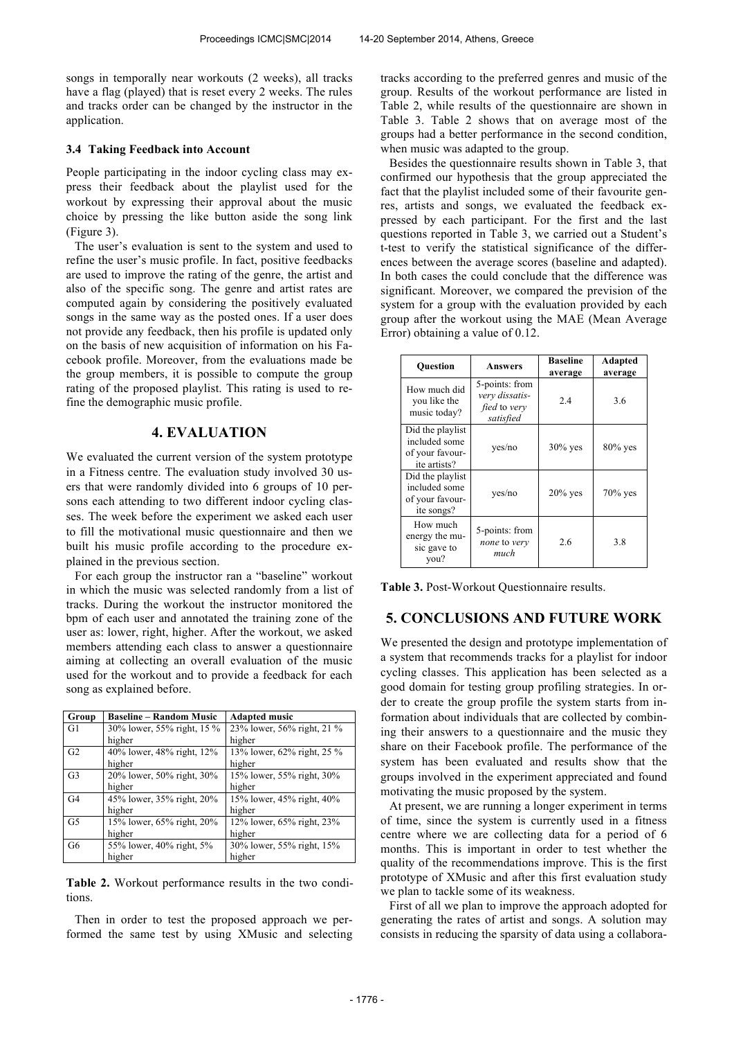songs in temporally near workouts (2 weeks), all tracks have a flag (played) that is reset every 2 weeks. The rules and tracks order can be changed by the instructor in the application.

### 3.4 Taking Feedback into Account

People participating in the indoor cycling class may express their feedback about the playlist used for the workout by expressing their approval about the music choice by pressing the like button aside the song link (Figure 3).

The user's evaluation is sent to the system and used to refine the user's music profile. In fact, positive feedbacks are used to improve the rating of the genre, the artist and also of the specific song. The genre and artist rates are computed again by considering the positively evaluated songs in the same way as the posted ones. If a user does not provide any feedback, then his profile is updated only on the basis of new acquisition of information on his Facebook profile. Moreover, from the evaluations made be the group members, it is possible to compute the group rating of the proposed playlist. This rating is used to refine the demographic music profile.

## 4. EVALUATION

We evaluated the current version of the system prototype in a Fitness centre. The evaluation study involved 30 users that were randomly divided into 6 groups of 10 persons each attending to two different indoor cycling classes. The week before the experiment we asked each user to fill the motivational music questionnaire and then we built his music profile according to the procedure explained in the previous section.

For each group the instructor ran a "baseline" workout in which the music was selected randomly from a list of tracks. During the workout the instructor monitored the bpm of each user and annotated the training zone of the user as: lower, right, higher. After the workout, we asked members attending each class to answer a questionnaire aiming at collecting an overall evaluation of the music used for the workout and to provide a feedback for each song as explained before.

| Group | Baseline – Random Music | Adapted music |
|---|---|---|
| G1 | 30% lower, 55% right, 15 % higher | 23% lower, 56% right, 21 % higher |
| G2 | 40% lower, 48% right, 12% higher | 13% lower, 62% right, 25 % higher |
| G3 | 20% lower, 50% right, 30% higher | 15% lower, 55% right, 30% higher |
| G4 | 45% lower, 35% right, 20% higher | 15% lower, 45% right, 40% higher |
| G5 | 15% lower, 65% right, 20% higher | 12% lower, 65% right, 23% higher |
| G6 | 55% lower, 40% right, 5% higher | 30% lower, 55% right, 15% higher |

**Table 2.** Workout performance results in the two conditions.

Then in order to test the proposed approach we performed the same test by using XMusic and selecting tracks according to the preferred genres and music of the group. Results of the workout performance are listed in Table 2, while results of the questionnaire are shown in Table 3. Table 2 shows that on average most of the groups had a better performance in the second condition, when music was adapted to the group.

Besides the questionnaire results shown in Table 3, that confirmed our hypothesis that the group appreciated the fact that the playlist included some of their favourite genres, artists and songs, we evaluated the feedback expressed by each participant. For the first and the last questions reported in Table 3, we carried out a Student's t-test to verify the statistical significance of the differences between the average scores (baseline and adapted). In both cases the could conclude that the difference was significant. Moreover, we compared the prevision of the system for a group with the evaluation provided by each group after the workout using the MAE (Mean Average Error) obtaining a value of 0.12.

| Question | Answers | Baseline average | Adapted average |
|---|---|---|---|
| How much did you like the music today? | 5-points: from *very dissatisfied* to *very satisfied* | 2.4 | 3.6 |
| Did the playlist included some of your favourite artists? | yes/no | 30% yes | 80% yes |
| Did the playlist included some of your favourite songs? | yes/no | 20% yes | 70% yes |
| How much energy the music gave to you? | 5-points: from *none* to *very much* | 2.6 | 3.8 |

**Table 3.** Post-Workout Questionnaire results.

## 5. CONCLUSIONS AND FUTURE WORK

We presented the design and prototype implementation of a system that recommends tracks for a playlist for indoor cycling classes. This application has been selected as a good domain for testing group profiling strategies. In order to create the group profile the system starts from information about individuals that are collected by combining their answers to a questionnaire and the music they share on their Facebook profile. The performance of the system has been evaluated and results show that the groups involved in the experiment appreciated and found motivating the music proposed by the system.

At present, we are running a longer experiment in terms of time, since the system is currently used in a fitness centre where we are collecting data for a period of 6 months. This is important in order to test whether the quality of the recommendations improve. This is the first prototype of XMusic and after this first evaluation study we plan to tackle some of its weakness.

First of all we plan to improve the approach adopted for generating the rates of artist and songs. A solution may consists in reducing the sparsity of data using a collabora-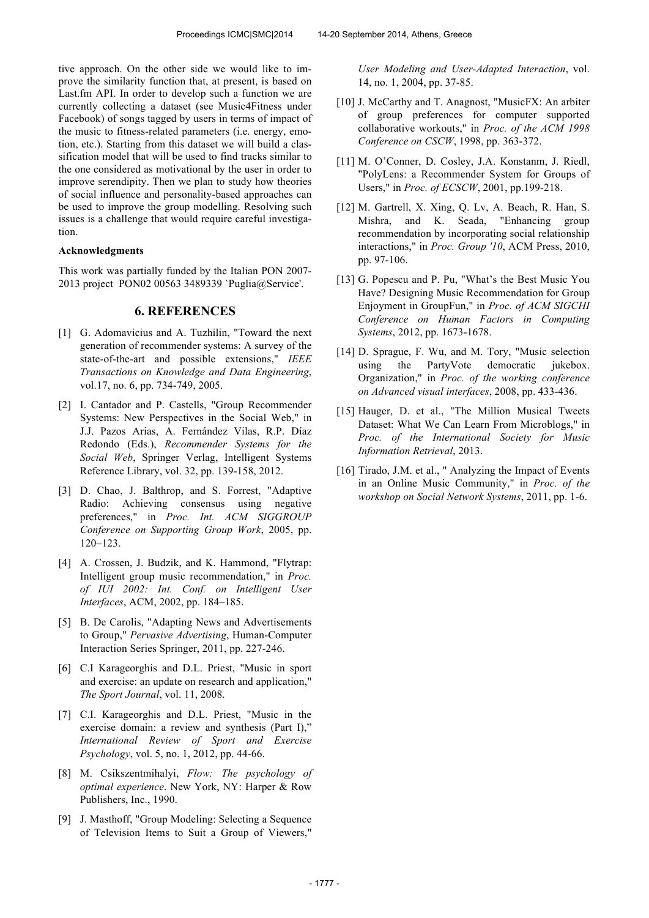tive approach. On the other side we would like to improve the similarity function that, at present, is based on Last.fm API. In order to develop such a function we are currently collecting a dataset (see Music4Fitness under Facebook) of songs tagged by users in terms of impact of the music to fitness-related parameters (i.e. energy, emotion, etc.). Starting from this dataset we will build a classification model that will be used to find tracks similar to the one considered as motivational by the user in order to improve serendipity. Then we plan to study how theories of social influence and personality-based approaches can be used to improve the group modelling. Resolving such issues is a challenge that would require careful investigation.

**Acknowledgments**

This work was partially funded by the Italian PON 2007-2013 project PON02 00563 3489339 `Puglia@Service'.

## 6. REFERENCES

[1] G. Adomavicius and A. Tuzhilin, "Toward the next generation of recommender systems: A survey of the state-of-the-art and possible extensions," *IEEE Transactions on Knowledge and Data Engineering*, vol.17, no. 6, pp. 734-749, 2005.

[2] I. Cantador and P. Castells, "Group Recommender Systems: New Perspectives in the Social Web," in J.J. Pazos Arias, A. Fernández Vilas, R.P. Díaz Redondo (Eds.), *Recommender Systems for the Social Web*, Springer Verlag, Intelligent Systems Reference Library, vol. 32, pp. 139-158, 2012.

[3] D. Chao, J. Balthrop, and S. Forrest, "Adaptive Radio: Achieving consensus using negative preferences," in *Proc. Int. ACM SIGGROUP Conference on Supporting Group Work*, 2005, pp. 120–123.

[4] A. Crossen, J. Budzik, and K. Hammond, "Flytrap: Intelligent group music recommendation," in *Proc. of IUI 2002: Int. Conf. on Intelligent User Interfaces*, ACM, 2002, pp. 184–185.

[5] B. De Carolis, "Adapting News and Advertisements to Group," *Pervasive Advertising*, Human-Computer Interaction Series Springer, 2011, pp. 227-246.

[6] C.I Karageorghis and D.L. Priest, "Music in sport and exercise: an update on research and application," *The Sport Journal*, vol. 11, 2008.

[7] C.I. Karageorghis and D.L. Priest, "Music in the exercise domain: a review and synthesis (Part I)," *International Review of Sport and Exercise Psychology*, vol. 5, no. 1, 2012, pp. 44-66.

[8] M. Csikszentmihalyi, *Flow: The psychology of optimal experience*. New York, NY: Harper & Row Publishers, Inc., 1990.

[9] J. Masthoff, "Group Modeling: Selecting a Sequence of Television Items to Suit a Group of Viewers," *User Modeling and User-Adapted Interaction*, vol. 14, no. 1, 2004, pp. 37-85.

[10] J. McCarthy and T. Anagnost, "MusicFX: An arbiter of group preferences for computer supported collaborative workouts," in *Proc. of the ACM 1998 Conference on CSCW*, 1998, pp. 363-372.

[11] M. O'Conner, D. Cosley, J.A. Konstanm, J. Riedl, "PolyLens: a Recommender System for Groups of Users," in *Proc. of ECSCW*, 2001, pp.199-218.

[12] M. Gartrell, X. Xing, Q. Lv, A. Beach, R. Han, S. Mishra, and K. Seada, "Enhancing group recommendation by incorporating social relationship interactions," in *Proc. Group '10*, ACM Press, 2010, pp. 97-106.

[13] G. Popescu and P. Pu, "What's the Best Music You Have? Designing Music Recommendation for Group Enjoyment in GroupFun," in *Proc. of ACM SIGCHI Conference on Human Factors in Computing Systems*, 2012, pp. 1673-1678.

[14] D. Sprague, F. Wu, and M. Tory, "Music selection using the PartyVote democratic jukebox. Organization," in *Proc. of the working conference on Advanced visual interfaces*, 2008, pp. 433-436.

[15] Hauger, D. et al., "The Million Musical Tweets Dataset: What We Can Learn From Microblogs," in *Proc. of the International Society for Music Information Retrieval*, 2013.

[16] Tirado, J.M. et al., " Analyzing the Impact of Events in an Online Music Community," in *Proc. of the workshop on Social Network Systems*, 2011, pp. 1-6.